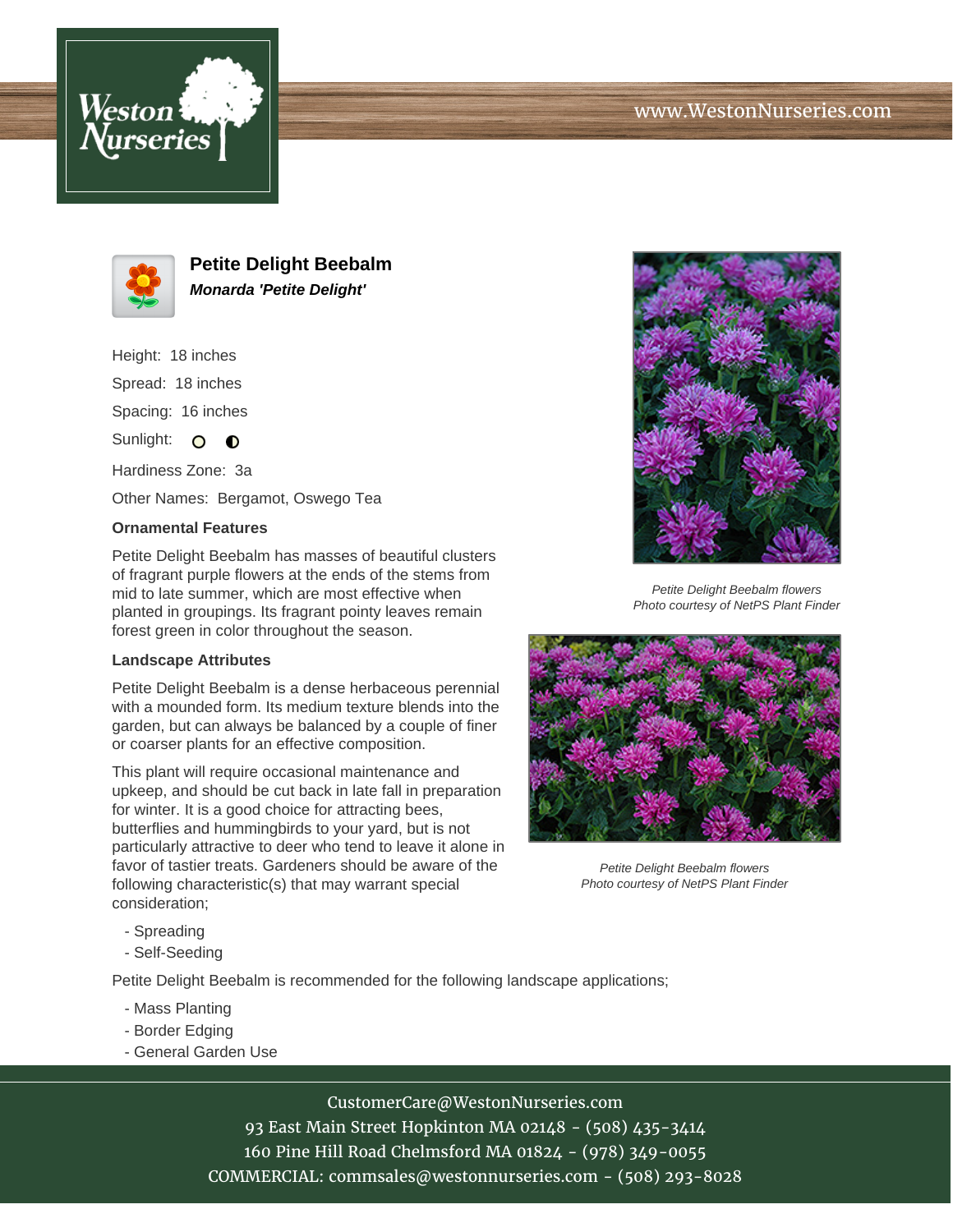# Petite Delight Beebalm

***Monarda 'Petite Delight'***

Height: 18 inches

Spread: 18 inches

Spacing: 16 inches

Sunlight:

Hardiness Zone: 3a

Other Names: Bergamot, Oswego Tea

### Ornamental Features

Petite Delight Beebalm has masses of beautiful clusters of fragrant purple flowers at the ends of the stems from mid to late summer, which are most effective when planted in groupings. Its fragrant pointy leaves remain forest green in color throughout the season.

### Landscape Attributes

Petite Delight Beebalm is a dense herbaceous perennial with a mounded form. Its medium texture blends into the garden, but can always be balanced by a couple of finer or coarser plants for an effective composition.

This plant will require occasional maintenance and upkeep, and should be cut back in late fall in preparation for winter. It is a good choice for attracting bees, butterflies and hummingbirds to your yard, but is not particularly attractive to deer who tend to leave it alone in favor of tastier treats. Gardeners should be aware of the following characteristic(s) that may warrant special consideration;

- Spreading
- Self-Seeding

Petite Delight Beebalm is recommended for the following landscape applications;

- Mass Planting
- Border Edging
- General Garden Use

*Petite Delight Beebalm flowers*
*Photo courtesy of NetPS Plant Finder*

*Petite Delight Beebalm flowers*
*Photo courtesy of NetPS Plant Finder*

CustomerCare@WestonNurseries.com
93 East Main Street Hopkinton MA 02148 - (508) 435-3414
160 Pine Hill Road Chelmsford MA 01824 - (978) 349-0055
COMMERCIAL: commsales@westonnurseries.com - (508) 293-8028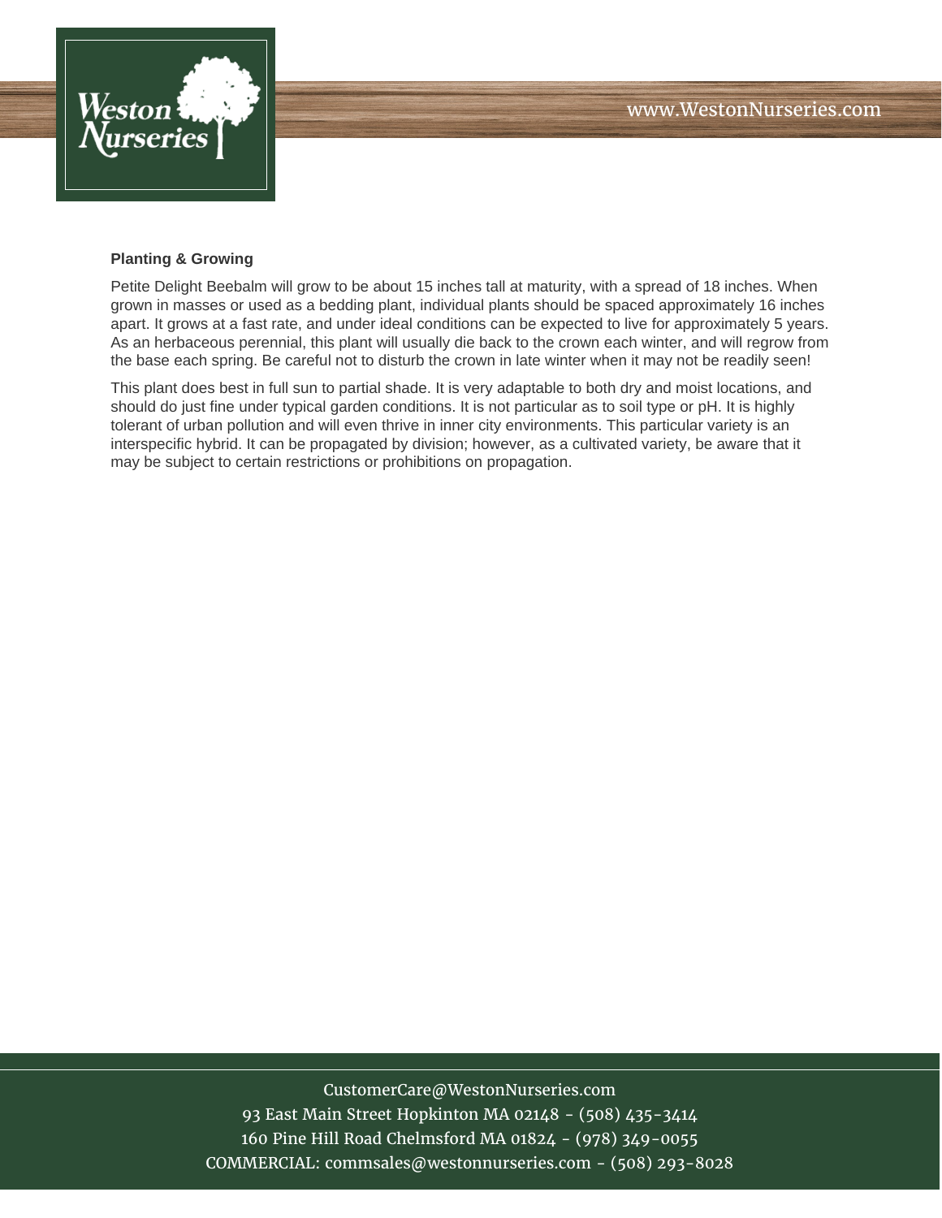### Planting & Growing

Petite Delight Beebalm will grow to be about 15 inches tall at maturity, with a spread of 18 inches. When grown in masses or used as a bedding plant, individual plants should be spaced approximately 16 inches apart. It grows at a fast rate, and under ideal conditions can be expected to live for approximately 5 years. As an herbaceous perennial, this plant will usually die back to the crown each winter, and will regrow from the base each spring. Be careful not to disturb the crown in late winter when it may not be readily seen!

This plant does best in full sun to partial shade. It is very adaptable to both dry and moist locations, and should do just fine under typical garden conditions. It is not particular as to soil type or pH. It is highly tolerant of urban pollution and will even thrive in inner city environments. This particular variety is an interspecific hybrid. It can be propagated by division; however, as a cultivated variety, be aware that it may be subject to certain restrictions or prohibitions on propagation.